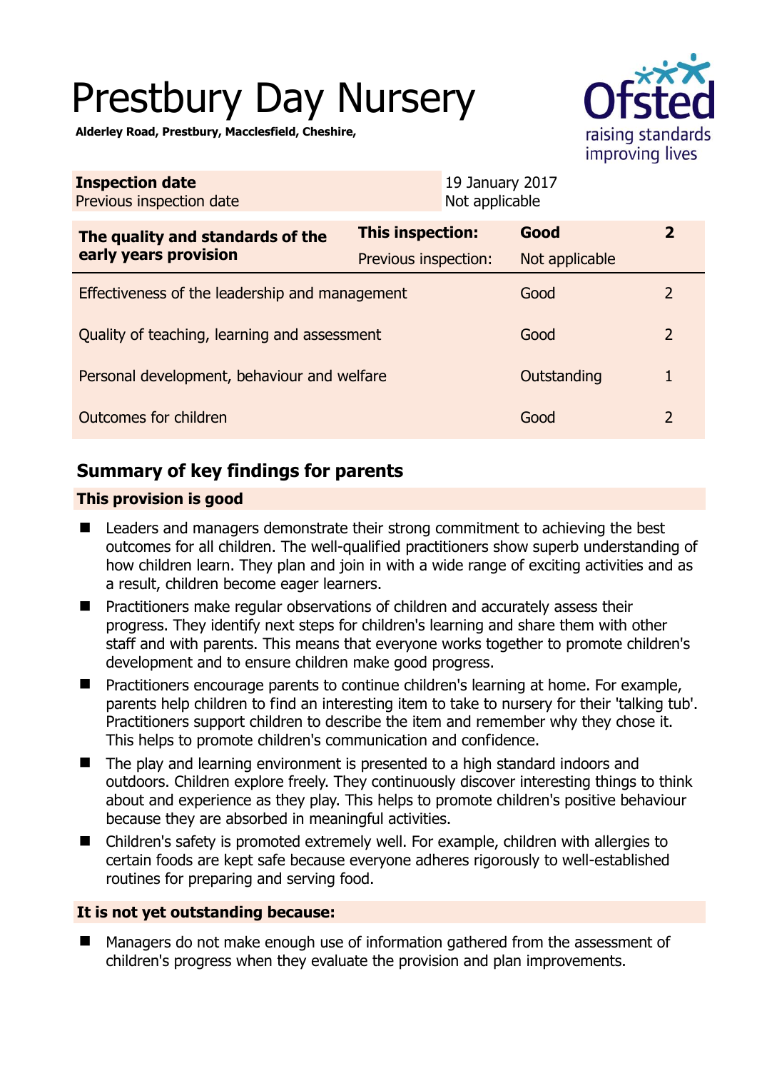# Prestbury Day Nursery

**Alderley Road, Prestbury, Macclesfield, Cheshire,**

| **Inspection date** | 19 January 2017 |
|---|---|
| Previous inspection date | Not applicable |

| **The quality and standards of the early years provision** | **This inspection:** | **Good** | **2** |
|---|---|---|---|
| | Previous inspection: | Not applicable | |
| Effectiveness of the leadership and management | | Good | 2 |
| Quality of teaching, learning and assessment | | Good | 2 |
| Personal development, behaviour and welfare | | Outstanding | 1 |
| Outcomes for children | | Good | 2 |

## Summary of key findings for parents

**This provision is good**

- Leaders and managers demonstrate their strong commitment to achieving the best outcomes for all children. The well-qualified practitioners show superb understanding of how children learn. They plan and join in with a wide range of exciting activities and as a result, children become eager learners.
- Practitioners make regular observations of children and accurately assess their progress. They identify next steps for children's learning and share them with other staff and with parents. This means that everyone works together to promote children's development and to ensure children make good progress.
- Practitioners encourage parents to continue children's learning at home. For example, parents help children to find an interesting item to take to nursery for their 'talking tub'. Practitioners support children to describe the item and remember why they chose it. This helps to promote children's communication and confidence.
- The play and learning environment is presented to a high standard indoors and outdoors. Children explore freely. They continuously discover interesting things to think about and experience as they play. This helps to promote children's positive behaviour because they are absorbed in meaningful activities.
- Children's safety is promoted extremely well. For example, children with allergies to certain foods are kept safe because everyone adheres rigorously to well-established routines for preparing and serving food.

**It is not yet outstanding because:**

- Managers do not make enough use of information gathered from the assessment of children's progress when they evaluate the provision and plan improvements.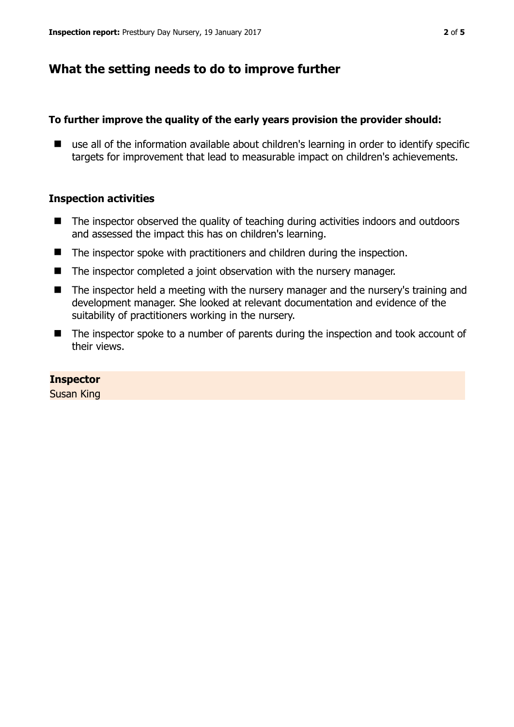## What the setting needs to do to improve further

### To further improve the quality of the early years provision the provider should:

- use all of the information available about children's learning in order to identify specific targets for improvement that lead to measurable impact on children's achievements.

### Inspection activities

- The inspector observed the quality of teaching during activities indoors and outdoors and assessed the impact this has on children's learning.
- The inspector spoke with practitioners and children during the inspection.
- The inspector completed a joint observation with the nursery manager.
- The inspector held a meeting with the nursery manager and the nursery's training and development manager. She looked at relevant documentation and evidence of the suitability of practitioners working in the nursery.
- The inspector spoke to a number of parents during the inspection and took account of their views.

**Inspector**
Susan King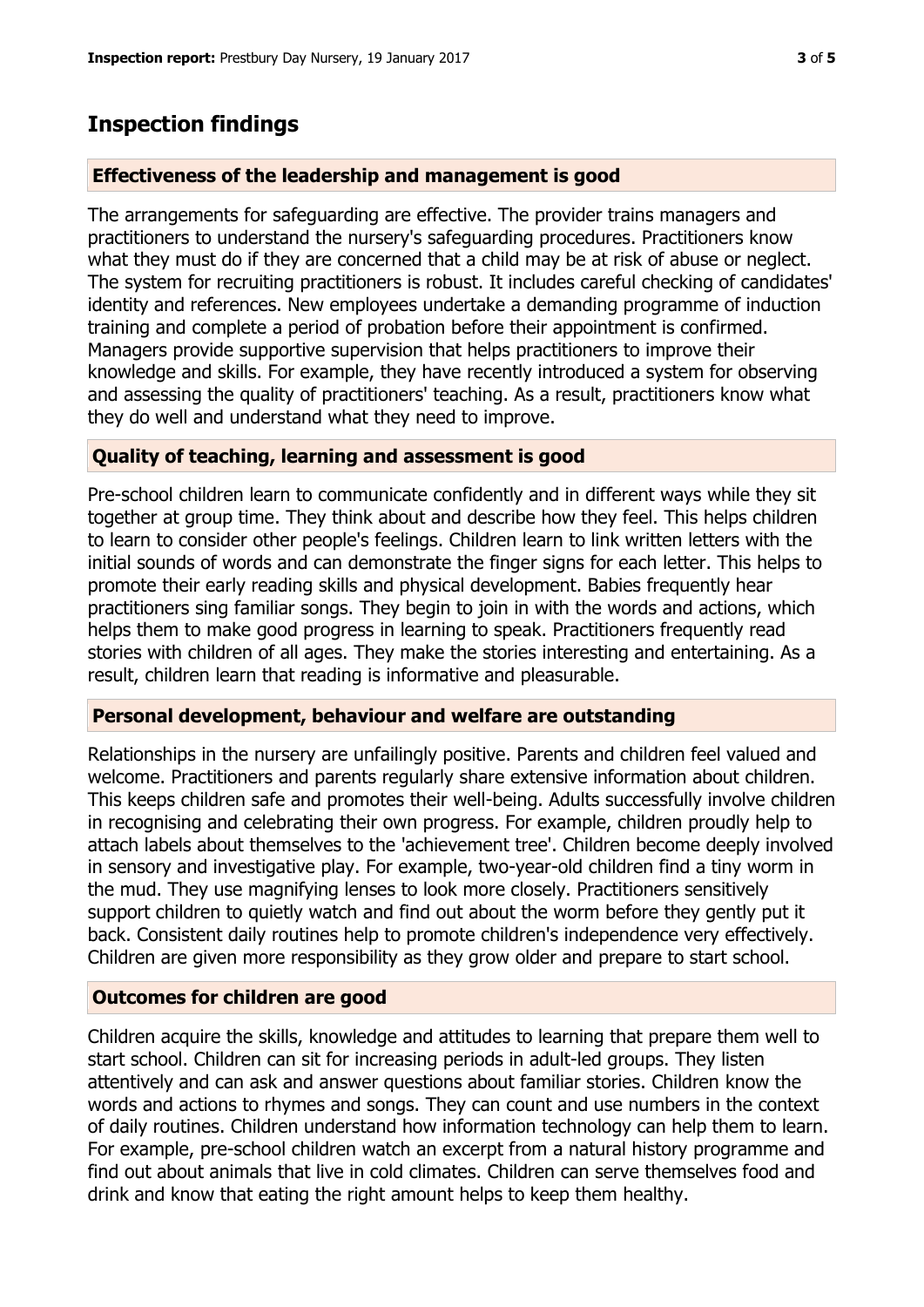## Inspection findings

### Effectiveness of the leadership and management is good

The arrangements for safeguarding are effective. The provider trains managers and practitioners to understand the nursery's safeguarding procedures. Practitioners know what they must do if they are concerned that a child may be at risk of abuse or neglect. The system for recruiting practitioners is robust. It includes careful checking of candidates' identity and references. New employees undertake a demanding programme of induction training and complete a period of probation before their appointment is confirmed. Managers provide supportive supervision that helps practitioners to improve their knowledge and skills. For example, they have recently introduced a system for observing and assessing the quality of practitioners' teaching. As a result, practitioners know what they do well and understand what they need to improve.

### Quality of teaching, learning and assessment is good

Pre-school children learn to communicate confidently and in different ways while they sit together at group time. They think about and describe how they feel. This helps children to learn to consider other people's feelings. Children learn to link written letters with the initial sounds of words and can demonstrate the finger signs for each letter. This helps to promote their early reading skills and physical development. Babies frequently hear practitioners sing familiar songs. They begin to join in with the words and actions, which helps them to make good progress in learning to speak. Practitioners frequently read stories with children of all ages. They make the stories interesting and entertaining. As a result, children learn that reading is informative and pleasurable.

### Personal development, behaviour and welfare are outstanding

Relationships in the nursery are unfailingly positive. Parents and children feel valued and welcome. Practitioners and parents regularly share extensive information about children. This keeps children safe and promotes their well-being. Adults successfully involve children in recognising and celebrating their own progress. For example, children proudly help to attach labels about themselves to the 'achievement tree'. Children become deeply involved in sensory and investigative play. For example, two-year-old children find a tiny worm in the mud. They use magnifying lenses to look more closely. Practitioners sensitively support children to quietly watch and find out about the worm before they gently put it back. Consistent daily routines help to promote children's independence very effectively. Children are given more responsibility as they grow older and prepare to start school.

### Outcomes for children are good

Children acquire the skills, knowledge and attitudes to learning that prepare them well to start school. Children can sit for increasing periods in adult-led groups. They listen attentively and can ask and answer questions about familiar stories. Children know the words and actions to rhymes and songs. They can count and use numbers in the context of daily routines. Children understand how information technology can help them to learn. For example, pre-school children watch an excerpt from a natural history programme and find out about animals that live in cold climates. Children can serve themselves food and drink and know that eating the right amount helps to keep them healthy.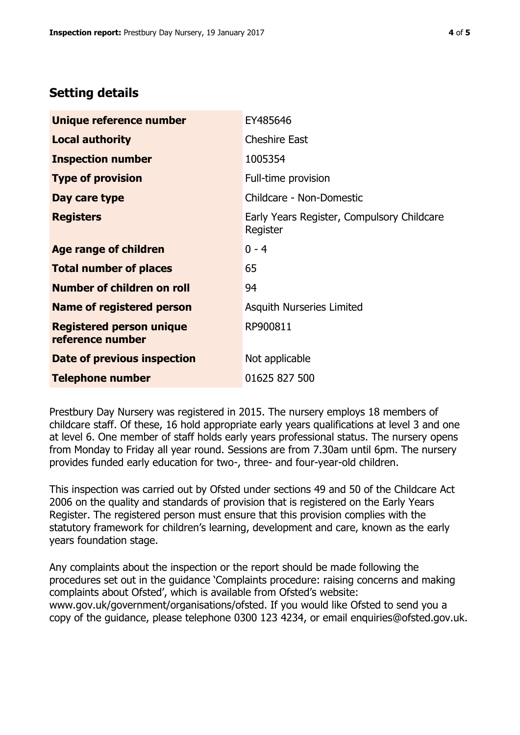## Setting details

| | |
|---|---|
| **Unique reference number** | EY485646 |
| **Local authority** | Cheshire East |
| **Inspection number** | 1005354 |
| **Type of provision** | Full-time provision |
| **Day care type** | Childcare - Non-Domestic |
| **Registers** | Early Years Register, Compulsory Childcare Register |
| **Age range of children** | 0 - 4 |
| **Total number of places** | 65 |
| **Number of children on roll** | 94 |
| **Name of registered person** | Asquith Nurseries Limited |
| **Registered person unique reference number** | RP900811 |
| **Date of previous inspection** | Not applicable |
| **Telephone number** | 01625 827 500 |

Prestbury Day Nursery was registered in 2015. The nursery employs 18 members of childcare staff. Of these, 16 hold appropriate early years qualifications at level 3 and one at level 6. One member of staff holds early years professional status. The nursery opens from Monday to Friday all year round. Sessions are from 7.30am until 6pm. The nursery provides funded early education for two-, three- and four-year-old children.

This inspection was carried out by Ofsted under sections 49 and 50 of the Childcare Act 2006 on the quality and standards of provision that is registered on the Early Years Register. The registered person must ensure that this provision complies with the statutory framework for children's learning, development and care, known as the early years foundation stage.

Any complaints about the inspection or the report should be made following the procedures set out in the guidance 'Complaints procedure: raising concerns and making complaints about Ofsted', which is available from Ofsted's website: www.gov.uk/government/organisations/ofsted. If you would like Ofsted to send you a copy of the guidance, please telephone 0300 123 4234, or email enquiries@ofsted.gov.uk.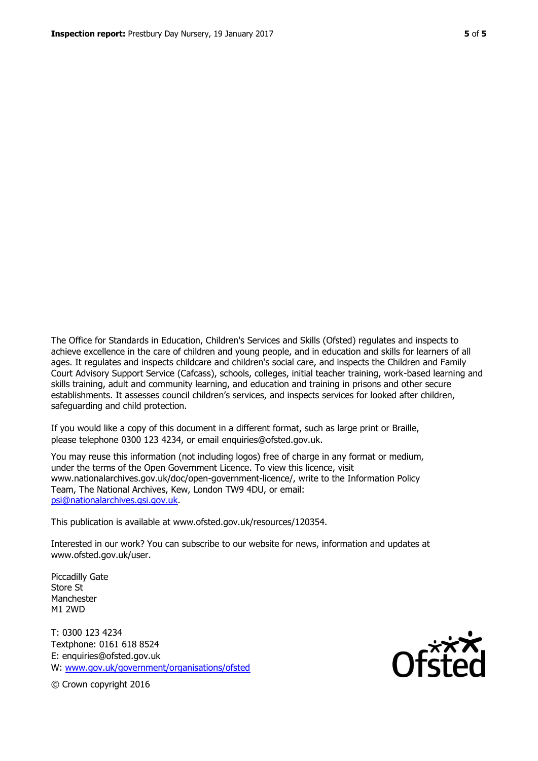The Office for Standards in Education, Children's Services and Skills (Ofsted) regulates and inspects to achieve excellence in the care of children and young people, and in education and skills for learners of all ages. It regulates and inspects childcare and children's social care, and inspects the Children and Family Court Advisory Support Service (Cafcass), schools, colleges, initial teacher training, work-based learning and skills training, adult and community learning, and education and training in prisons and other secure establishments. It assesses council children's services, and inspects services for looked after children, safeguarding and child protection.

If you would like a copy of this document in a different format, such as large print or Braille, please telephone 0300 123 4234, or email enquiries@ofsted.gov.uk.

You may reuse this information (not including logos) free of charge in any format or medium, under the terms of the Open Government Licence. To view this licence, visit www.nationalarchives.gov.uk/doc/open-government-licence/, write to the Information Policy Team, The National Archives, Kew, London TW9 4DU, or email: psi@nationalarchives.gsi.gov.uk.

This publication is available at www.ofsted.gov.uk/resources/120354.

Interested in our work? You can subscribe to our website for news, information and updates at www.ofsted.gov.uk/user.

Piccadilly Gate
Store St
Manchester
M1 2WD

T: 0300 123 4234
Textphone: 0161 618 8524
E: enquiries@ofsted.gov.uk
W: www.gov.uk/government/organisations/ofsted

© Crown copyright 2016